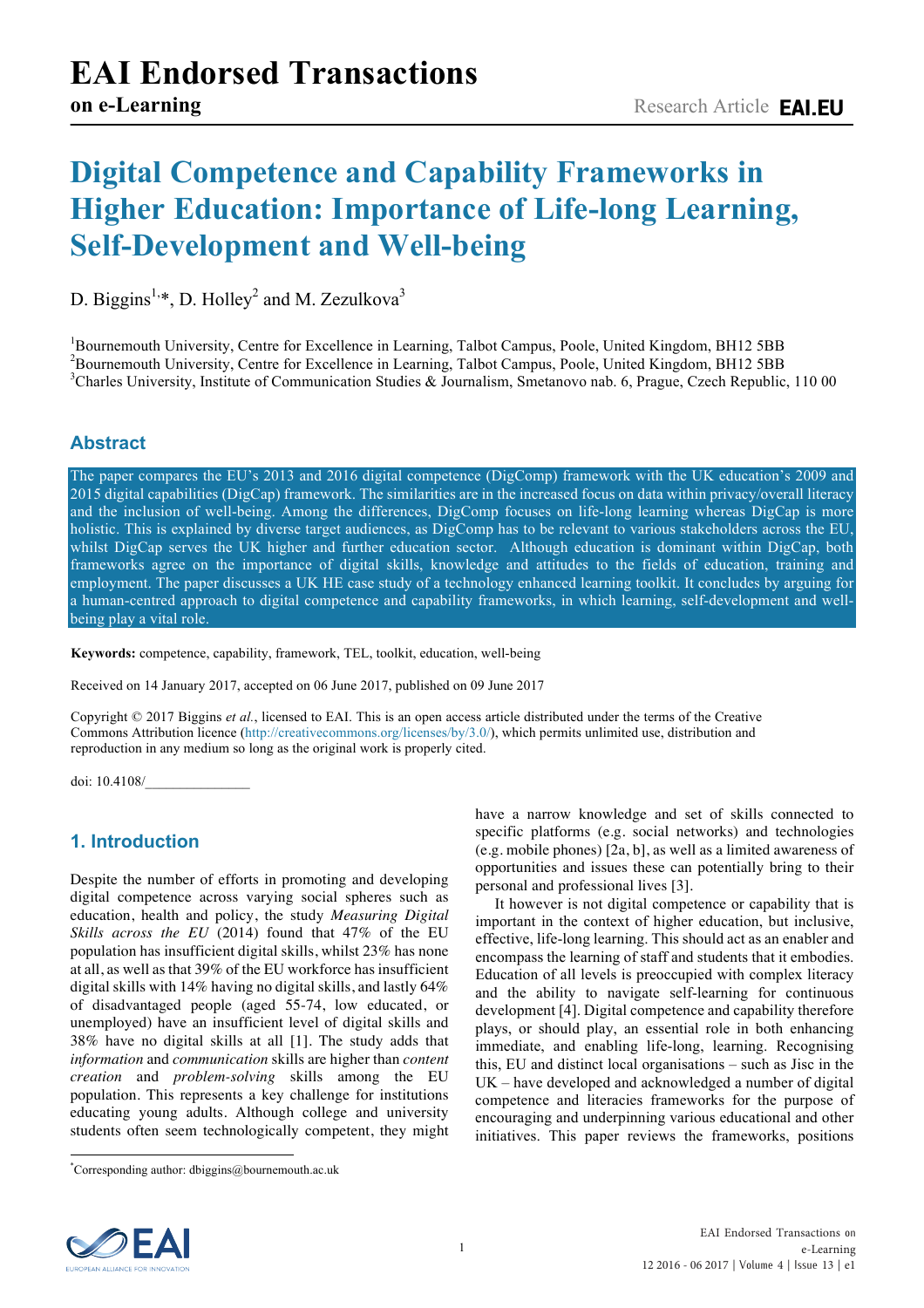# Digital Competence and Capability Frameworks in Higher Education: Importance of Life-long Learning, Self-Development and Well-being

D. Biggins[1,*], D. Holley[2] and M. Zezulkova[3]

[1]Bournemouth University, Centre for Excellence in Learning, Talbot Campus, Poole, United Kingdom, BH12 5BB
[2]Bournemouth University, Centre for Excellence in Learning, Talbot Campus, Poole, United Kingdom, BH12 5BB
[3]Charles University, Institute of Communication Studies & Journalism, Smetanovo nab. 6, Prague, Czech Republic, 110 00

## Abstract

The paper compares the EU's 2013 and 2016 digital competence (DigComp) framework with the UK education's 2009 and 2015 digital capabilities (DigCap) framework. The similarities are in the increased focus on data within privacy/overall literacy and the inclusion of well-being. Among the differences, DigComp focuses on life-long learning whereas DigCap is more holistic. This is explained by diverse target audiences, as DigComp has to be relevant to various stakeholders across the EU, whilst DigCap serves the UK higher and further education sector. Although education is dominant within DigCap, both frameworks agree on the importance of digital skills, knowledge and attitudes to the fields of education, training and employment. The paper discusses a UK HE case study of a technology enhanced learning toolkit. It concludes by arguing for a human-centred approach to digital competence and capability frameworks, in which learning, self-development and well-being play a vital role.

**Keywords:** competence, capability, framework, TEL, toolkit, education, well-being

Received on 14 January 2017, accepted on 06 June 2017, published on 09 June 2017

Copyright © 2017 Biggins *et al.*, licensed to EAI. This is an open access article distributed under the terms of the Creative Commons Attribution licence (http://creativecommons.org/licenses/by/3.0/), which permits unlimited use, distribution and reproduction in any medium so long as the original work is properly cited.

doi: 10.4108/______________

## 1. Introduction

Despite the number of efforts in promoting and developing digital competence across varying social spheres such as education, health and policy, the study *Measuring Digital Skills across the EU* (2014) found that 47% of the EU population has insufficient digital skills, whilst 23% has none at all, as well as that 39% of the EU workforce has insufficient digital skills with 14% having no digital skills, and lastly 64% of disadvantaged people (aged 55-74, low educated, or unemployed) have an insufficient level of digital skills and 38% have no digital skills at all [1]. The study adds that *information* and *communication* skills are higher than *content creation* and *problem-solving* skills among the EU population. This represents a key challenge for institutions educating young adults. Although college and university students often seem technologically competent, they might have a narrow knowledge and set of skills connected to specific platforms (e.g. social networks) and technologies (e.g. mobile phones) [2a, b], as well as a limited awareness of opportunities and issues these can potentially bring to their personal and professional lives [3].

It however is not digital competence or capability that is important in the context of higher education, but inclusive, effective, life-long learning. This should act as an enabler and encompass the learning of staff and students that it embodies. Education of all levels is preoccupied with complex literacy and the ability to navigate self-learning for continuous development [4]. Digital competence and capability therefore plays, or should play, an essential role in both enhancing immediate, and enabling life-long, learning. Recognising this, EU and distinct local organisations – such as Jisc in the UK – have developed and acknowledged a number of digital competence and literacies frameworks for the purpose of encouraging and underpinning various educational and other initiatives. This paper reviews the frameworks, positions

*Corresponding author: dbiggins@bournemouth.ac.uk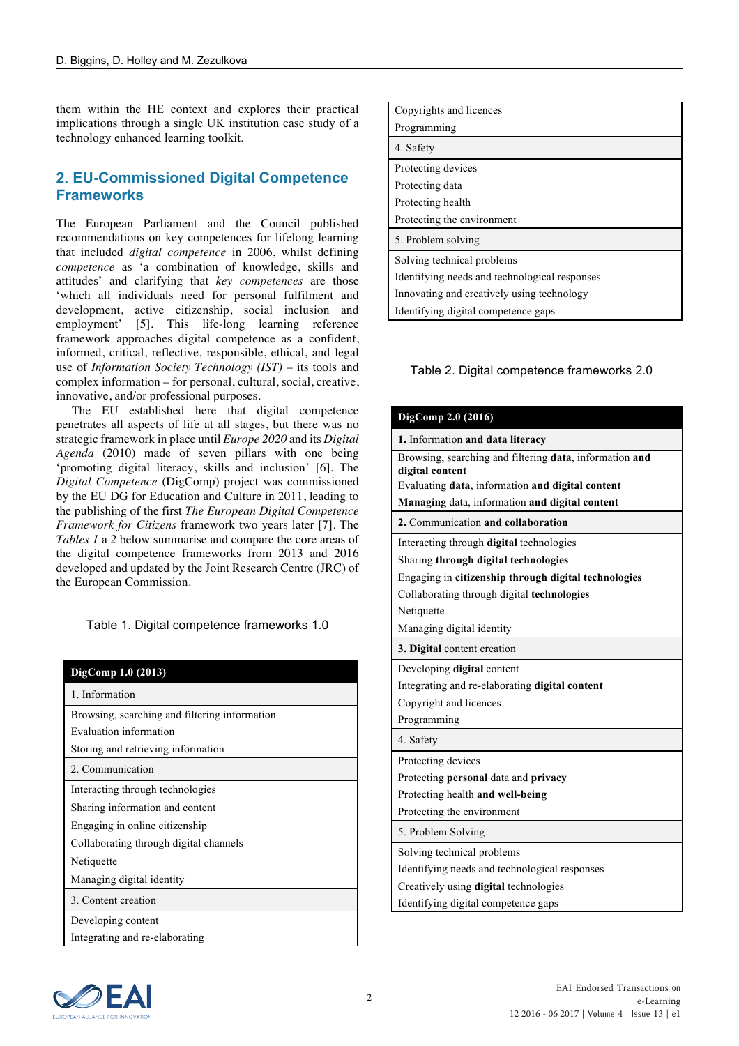them within the HE context and explores their practical implications through a single UK institution case study of a technology enhanced learning toolkit.

## 2. EU-Commissioned Digital Competence Frameworks

The European Parliament and the Council published recommendations on key competences for lifelong learning that included *digital competence* in 2006, whilst defining *competence* as 'a combination of knowledge, skills and attitudes' and clarifying that *key competences* are those 'which all individuals need for personal fulfilment and development, active citizenship, social inclusion and employment' [5]. This life-long learning reference framework approaches digital competence as a confident, informed, critical, reflective, responsible, ethical, and legal use of *Information Society Technology (IST)* – its tools and complex information – for personal, cultural, social, creative, innovative, and/or professional purposes.

The EU established here that digital competence penetrates all aspects of life at all stages, but there was no strategic framework in place until *Europe 2020* and its *Digital Agenda* (2010) made of seven pillars with one being 'promoting digital literacy, skills and inclusion' [6]. The *Digital Competence* (DigComp) project was commissioned by the EU DG for Education and Culture in 2011, leading to the publishing of the first *The European Digital Competence Framework for Citizens* framework two years later [7]. The *Tables 1* a *2* below summarise and compare the core areas of the digital competence frameworks from 2013 and 2016 developed and updated by the Joint Research Centre (JRC) of the European Commission.

Table 1. Digital competence frameworks 1.0

| **DigComp 1.0 (2013)** |
|---|
| 1. Information |
| Browsing, searching and filtering information<br>Evaluation information<br>Storing and retrieving information |
| 2. Communication |
| Interacting through technologies<br>Sharing information and content<br>Engaging in online citizenship<br>Collaborating through digital channels<br>Netiquette<br>Managing digital identity |
| 3. Content creation |
| Developing content<br>Integrating and re-elaborating<br>Copyrights and licences<br>Programming |
| 4. Safety |
| Protecting devices<br>Protecting data<br>Protecting health<br>Protecting the environment |
| 5. Problem solving |
| Solving technical problems<br>Identifying needs and technological responses<br>Innovating and creatively using technology<br>Identifying digital competence gaps |

Table 2. Digital competence frameworks 2.0

| **DigComp 2.0 (2016)** |
|---|
| **1.** Information **and data literacy** |
| Browsing, searching and filtering **data**, information **and digital content**<br>Evaluating **data**, information **and digital content**<br>**Managing** data, information **and digital content** |
| 2. Communication **and collaboration** |
| Interacting through **digital** technologies<br>Sharing **through digital technologies**<br>Engaging in **citizenship through digital technologies**<br>Collaborating through digital **technologies**<br>Netiquette<br>Managing digital identity |
| 3. **Digital** content creation |
| Developing **digital** content<br>Integrating and re-elaborating **digital content**<br>Copyright and licences<br>Programming |
| 4. Safety |
| Protecting devices<br>Protecting **personal** data and **privacy**<br>Protecting health **and well-being**<br>Protecting the environment |
| 5. Problem Solving |
| Solving technical problems<br>Identifying needs and technological responses<br>Creatively using **digital** technologies<br>Identifying digital competence gaps |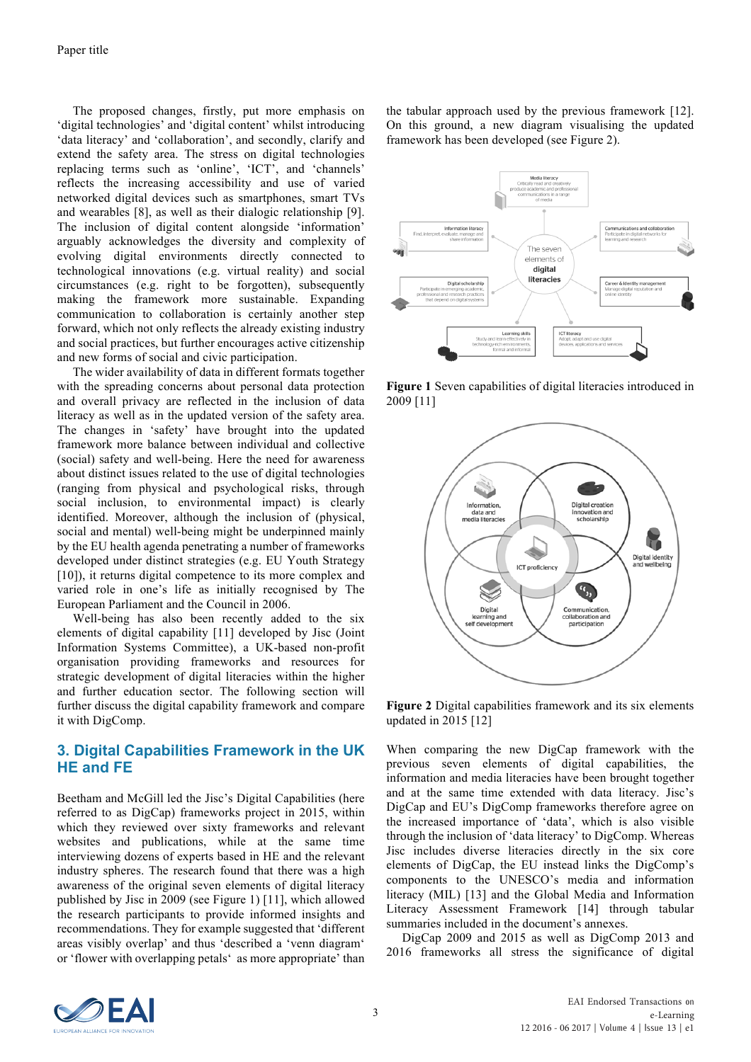The proposed changes, firstly, put more emphasis on 'digital technologies' and 'digital content' whilst introducing 'data literacy' and 'collaboration', and secondly, clarify and extend the safety area. The stress on digital technologies replacing terms such as 'online', 'ICT', and 'channels' reflects the increasing accessibility and use of varied networked digital devices such as smartphones, smart TVs and wearables [8], as well as their dialogic relationship [9]. The inclusion of digital content alongside 'information' arguably acknowledges the diversity and complexity of evolving digital environments directly connected to technological innovations (e.g. virtual reality) and social circumstances (e.g. right to be forgotten), subsequently making the framework more sustainable. Expanding communication to collaboration is certainly another step forward, which not only reflects the already existing industry and social practices, but further encourages active citizenship and new forms of social and civic participation.

The wider availability of data in different formats together with the spreading concerns about personal data protection and overall privacy are reflected in the inclusion of data literacy as well as in the updated version of the safety area. The changes in 'safety' have brought into the updated framework more balance between individual and collective (social) safety and well-being. Here the need for awareness about distinct issues related to the use of digital technologies (ranging from physical and psychological risks, through social inclusion, to environmental impact) is clearly identified. Moreover, although the inclusion of (physical, social and mental) well-being might be underpinned mainly by the EU health agenda penetrating a number of frameworks developed under distinct strategies (e.g. EU Youth Strategy [10]), it returns digital competence to its more complex and varied role in one's life as initially recognised by The European Parliament and the Council in 2006.

Well-being has also been recently added to the six elements of digital capability [11] developed by Jisc (Joint Information Systems Committee), a UK-based non-profit organisation providing frameworks and resources for strategic development of digital literacies within the higher and further education sector. The following section will further discuss the digital capability framework and compare it with DigComp.

## 3. Digital Capabilities Framework in the UK HE and FE

Beetham and McGill led the Jisc's Digital Capabilities (here referred to as DigCap) frameworks project in 2015, within which they reviewed over sixty frameworks and relevant websites and publications, while at the same time interviewing dozens of experts based in HE and the relevant industry spheres. The research found that there was a high awareness of the original seven elements of digital literacy published by Jisc in 2009 (see Figure 1) [11], which allowed the research participants to provide informed insights and recommendations. They for example suggested that 'different areas visibly overlap' and thus 'described a 'venn diagram' or 'flower with overlapping petals' as more appropriate' than the tabular approach used by the previous framework [12]. On this ground, a new diagram visualising the updated framework has been developed (see Figure 2).

Media literacy
Critically read and creatively produce academic and professional communications in a range of media

Information literacy
Find, interpret, evaluate, manage and share information

Communications and collaboration
Participate in digital networks for learning and research

The seven elements of digital literacies

Digital scholarship
Participate in emerging academic, professional and research practices that depend on digital systems

Career & identity management
Manage digital reputation and online identity

Learning skills
Study and learn effectively in technology-rich environments, formal and informal

ICT literacy
Adopt, adapt and use digital devices, applications and services

**Figure 1** Seven capabilities of digital literacies introduced in 2009 [11]

Information, data and media literacies

Digital creation innovation and scholarship

ICT proficiency

Digital identity and wellbeing

Digital learning and self development

Communication, collaboration and participation

**Figure 2** Digital capabilities framework and its six elements updated in 2015 [12]

When comparing the new DigCap framework with the previous seven elements of digital capabilities, the information and media literacies have been brought together and at the same time extended with data literacy. Jisc's DigCap and EU's DigComp frameworks therefore agree on the increased importance of 'data', which is also visible through the inclusion of 'data literacy' to DigComp. Whereas Jisc includes diverse literacies directly in the six core elements of DigCap, the EU instead links the DigComp's components to the UNESCO's media and information literacy (MIL) [13] and the Global Media and Information Literacy Assessment Framework [14] through tabular summaries included in the document's annexes.

DigCap 2009 and 2015 as well as DigComp 2013 and 2016 frameworks all stress the significance of digital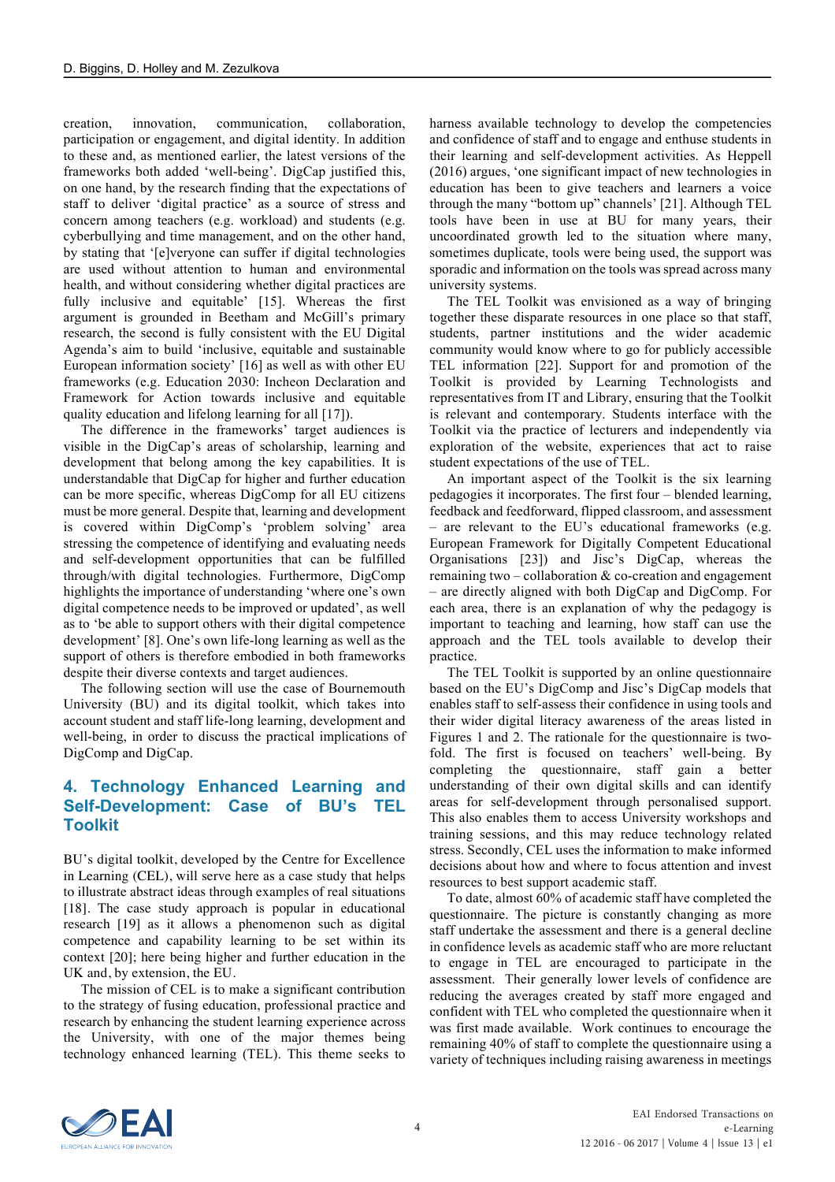creation, innovation, communication, collaboration, participation or engagement, and digital identity. In addition to these and, as mentioned earlier, the latest versions of the frameworks both added 'well-being'. DigCap justified this, on one hand, by the research finding that the expectations of staff to deliver 'digital practice' as a source of stress and concern among teachers (e.g. workload) and students (e.g. cyberbullying and time management, and on the other hand, by stating that '[e]veryone can suffer if digital technologies are used without attention to human and environmental health, and without considering whether digital practices are fully inclusive and equitable' [15]. Whereas the first argument is grounded in Beetham and McGill's primary research, the second is fully consistent with the EU Digital Agenda's aim to build 'inclusive, equitable and sustainable European information society' [16] as well as with other EU frameworks (e.g. Education 2030: Incheon Declaration and Framework for Action towards inclusive and equitable quality education and lifelong learning for all [17]).

The difference in the frameworks' target audiences is visible in the DigCap's areas of scholarship, learning and development that belong among the key capabilities. It is understandable that DigCap for higher and further education can be more specific, whereas DigComp for all EU citizens must be more general. Despite that, learning and development is covered within DigComp's 'problem solving' area stressing the competence of identifying and evaluating needs and self-development opportunities that can be fulfilled through/with digital technologies. Furthermore, DigComp highlights the importance of understanding 'where one's own digital competence needs to be improved or updated', as well as to 'be able to support others with their digital competence development' [8]. One's own life-long learning as well as the support of others is therefore embodied in both frameworks despite their diverse contexts and target audiences.

The following section will use the case of Bournemouth University (BU) and its digital toolkit, which takes into account student and staff life-long learning, development and well-being, in order to discuss the practical implications of DigComp and DigCap.

## 4. Technology Enhanced Learning and Self-Development: Case of BU's TEL Toolkit

BU's digital toolkit, developed by the Centre for Excellence in Learning (CEL), will serve here as a case study that helps to illustrate abstract ideas through examples of real situations [18]. The case study approach is popular in educational research [19] as it allows a phenomenon such as digital competence and capability learning to be set within its context [20]; here being higher and further education in the UK and, by extension, the EU.

The mission of CEL is to make a significant contribution to the strategy of fusing education, professional practice and research by enhancing the student learning experience across the University, with one of the major themes being technology enhanced learning (TEL). This theme seeks to harness available technology to develop the competencies and confidence of staff and to engage and enthuse students in their learning and self-development activities. As Heppell (2016) argues, 'one significant impact of new technologies in education has been to give teachers and learners a voice through the many "bottom up" channels' [21]. Although TEL tools have been in use at BU for many years, their uncoordinated growth led to the situation where many, sometimes duplicate, tools were being used, the support was sporadic and information on the tools was spread across many university systems.

The TEL Toolkit was envisioned as a way of bringing together these disparate resources in one place so that staff, students, partner institutions and the wider academic community would know where to go for publicly accessible TEL information [22]. Support for and promotion of the Toolkit is provided by Learning Technologists and representatives from IT and Library, ensuring that the Toolkit is relevant and contemporary. Students interface with the Toolkit via the practice of lecturers and independently via exploration of the website, experiences that act to raise student expectations of the use of TEL.

An important aspect of the Toolkit is the six learning pedagogies it incorporates. The first four – blended learning, feedback and feedforward, flipped classroom, and assessment – are relevant to the EU's educational frameworks (e.g. European Framework for Digitally Competent Educational Organisations [23]) and Jisc's DigCap, whereas the remaining two – collaboration & co-creation and engagement – are directly aligned with both DigCap and DigComp. For each area, there is an explanation of why the pedagogy is important to teaching and learning, how staff can use the approach and the TEL tools available to develop their practice.

The TEL Toolkit is supported by an online questionnaire based on the EU's DigComp and Jisc's DigCap models that enables staff to self-assess their confidence in using tools and their wider digital literacy awareness of the areas listed in Figures 1 and 2. The rationale for the questionnaire is two-fold. The first is focused on teachers' well-being. By completing the questionnaire, staff gain a better understanding of their own digital skills and can identify areas for self-development through personalised support. This also enables them to access University workshops and training sessions, and this may reduce technology related stress. Secondly, CEL uses the information to make informed decisions about how and where to focus attention and invest resources to best support academic staff.

To date, almost 60% of academic staff have completed the questionnaire. The picture is constantly changing as more staff undertake the assessment and there is a general decline in confidence levels as academic staff who are more reluctant to engage in TEL are encouraged to participate in the assessment. Their generally lower levels of confidence are reducing the averages created by staff more engaged and confident with TEL who completed the questionnaire when it was first made available. Work continues to encourage the remaining 40% of staff to complete the questionnaire using a variety of techniques including raising awareness in meetings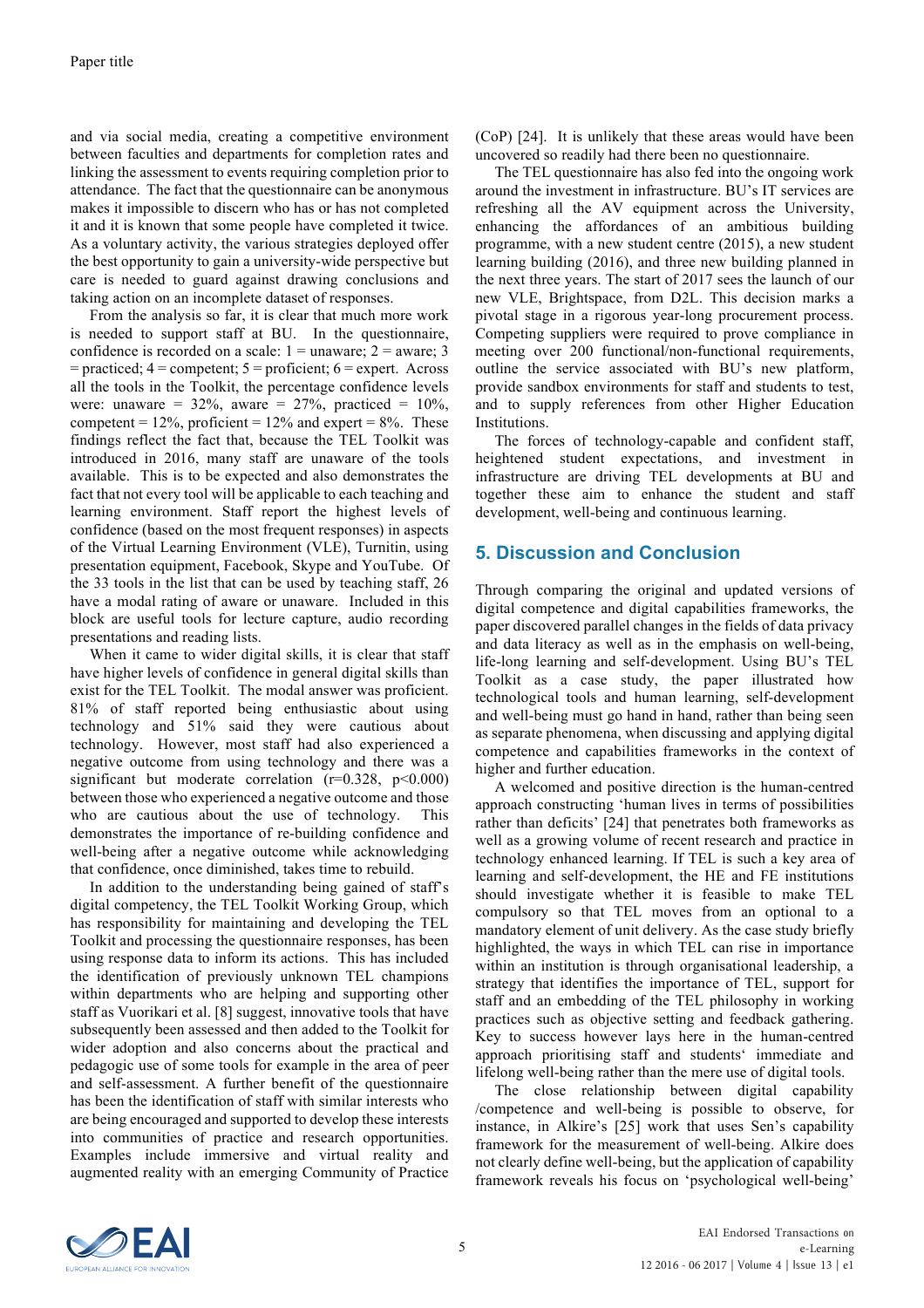and via social media, creating a competitive environment between faculties and departments for completion rates and linking the assessment to events requiring completion prior to attendance. The fact that the questionnaire can be anonymous makes it impossible to discern who has or has not completed it and it is known that some people have completed it twice. As a voluntary activity, the various strategies deployed offer the best opportunity to gain a university-wide perspective but care is needed to guard against drawing conclusions and taking action on an incomplete dataset of responses.

From the analysis so far, it is clear that much more work is needed to support staff at BU. In the questionnaire, confidence is recorded on a scale: 1 = unaware; 2 = aware; 3 = practiced; 4 = competent; 5 = proficient; 6 = expert. Across all the tools in the Toolkit, the percentage confidence levels were: unaware = 32%, aware = 27%, practiced = 10%, competent = 12%, proficient = 12% and expert = 8%. These findings reflect the fact that, because the TEL Toolkit was introduced in 2016, many staff are unaware of the tools available. This is to be expected and also demonstrates the fact that not every tool will be applicable to each teaching and learning environment. Staff report the highest levels of confidence (based on the most frequent responses) in aspects of the Virtual Learning Environment (VLE), Turnitin, using presentation equipment, Facebook, Skype and YouTube. Of the 33 tools in the list that can be used by teaching staff, 26 have a modal rating of aware or unaware. Included in this block are useful tools for lecture capture, audio recording presentations and reading lists.

When it came to wider digital skills, it is clear that staff have higher levels of confidence in general digital skills than exist for the TEL Toolkit. The modal answer was proficient. 81% of staff reported being enthusiastic about using technology and 51% said they were cautious about technology. However, most staff had also experienced a negative outcome from using technology and there was a significant but moderate correlation ($r=0.328$, $p<0.000$) between those who experienced a negative outcome and those who are cautious about the use of technology. This demonstrates the importance of re-building confidence and well-being after a negative outcome while acknowledging that confidence, once diminished, takes time to rebuild.

In addition to the understanding being gained of staff's digital competency, the TEL Toolkit Working Group, which has responsibility for maintaining and developing the TEL Toolkit and processing the questionnaire responses, has been using response data to inform its actions. This has included the identification of previously unknown TEL champions within departments who are helping and supporting other staff as Vuorikari et al. [8] suggest, innovative tools that have subsequently been assessed and then added to the Toolkit for wider adoption and also concerns about the practical and pedagogic use of some tools for example in the area of peer and self-assessment. A further benefit of the questionnaire has been the identification of staff with similar interests who are being encouraged and supported to develop these interests into communities of practice and research opportunities. Examples include immersive and virtual reality and augmented reality with an emerging Community of Practice (CoP) [24]. It is unlikely that these areas would have been uncovered so readily had there been no questionnaire.

The TEL questionnaire has also fed into the ongoing work around the investment in infrastructure. BU's IT services are refreshing all the AV equipment across the University, enhancing the affordances of an ambitious building programme, with a new student centre (2015), a new student learning building (2016), and three new building planned in the next three years. The start of 2017 sees the launch of our new VLE, Brightspace, from D2L. This decision marks a pivotal stage in a rigorous year-long procurement process. Competing suppliers were required to prove compliance in meeting over 200 functional/non-functional requirements, outline the service associated with BU's new platform, provide sandbox environments for staff and students to test, and to supply references from other Higher Education Institutions.

The forces of technology-capable and confident staff, heightened student expectations, and investment in infrastructure are driving TEL developments at BU and together these aim to enhance the student and staff development, well-being and continuous learning.

## 5. Discussion and Conclusion

Through comparing the original and updated versions of digital competence and digital capabilities frameworks, the paper discovered parallel changes in the fields of data privacy and data literacy as well as in the emphasis on well-being, life-long learning and self-development. Using BU's TEL Toolkit as a case study, the paper illustrated how technological tools and human learning, self-development and well-being must go hand in hand, rather than being seen as separate phenomena, when discussing and applying digital competence and capabilities frameworks in the context of higher and further education.

A welcomed and positive direction is the human-centred approach constructing 'human lives in terms of possibilities rather than deficits' [24] that penetrates both frameworks as well as a growing volume of recent research and practice in technology enhanced learning. If TEL is such a key area of learning and self-development, the HE and FE institutions should investigate whether it is feasible to make TEL compulsory so that TEL moves from an optional to a mandatory element of unit delivery. As the case study briefly highlighted, the ways in which TEL can rise in importance within an institution is through organisational leadership, a strategy that identifies the importance of TEL, support for staff and an embedding of the TEL philosophy in working practices such as objective setting and feedback gathering. Key to success however lays here in the human-centred approach prioritising staff and students' immediate and lifelong well-being rather than the mere use of digital tools.

The close relationship between digital capability /competence and well-being is possible to observe, for instance, in Alkire's [25] work that uses Sen's capability framework for the measurement of well-being. Alkire does not clearly define well-being, but the application of capability framework reveals his focus on 'psychological well-being'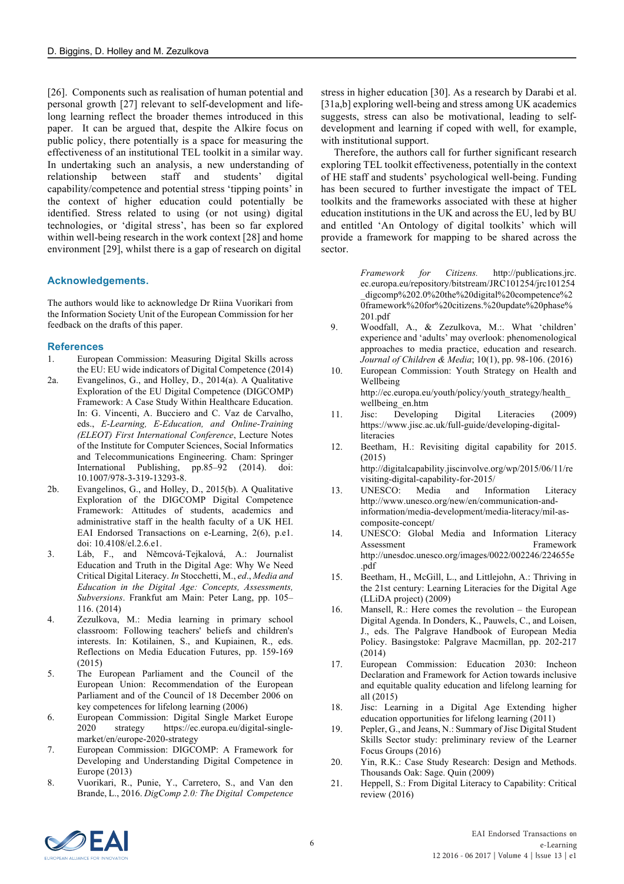[26]. Components such as realisation of human potential and personal growth [27] relevant to self-development and lifelong learning reflect the broader themes introduced in this paper. It can be argued that, despite the Alkire focus on public policy, there potentially is a space for measuring the effectiveness of an institutional TEL toolkit in a similar way. In undertaking such an analysis, a new understanding of relationship between staff and students' digital capability/competence and potential stress 'tipping points' in the context of higher education could potentially be identified. Stress related to using (or not using) digital technologies, or 'digital stress', has been so far explored within well-being research in the work context [28] and home environment [29], whilst there is a gap of research on digital stress in higher education [30]. As a research by Darabi et al. [31a,b] exploring well-being and stress among UK academics suggests, stress can also be motivational, leading to self-development and learning if coped with well, for example, with institutional support.

Therefore, the authors call for further significant research exploring TEL toolkit effectiveness, potentially in the context of HE staff and students' psychological well-being. Funding has been secured to further investigate the impact of TEL toolkits and the frameworks associated with these at higher education institutions in the UK and across the EU, led by BU and entitled 'An Ontology of digital toolkits' which will provide a framework for mapping to be shared across the sector.

## Acknowledgements.

The authors would like to acknowledge Dr Riina Vuorikari from the Information Society Unit of the European Commission for her feedback on the drafts of this paper.

## References

1. European Commission: Measuring Digital Skills across the EU: EU wide indicators of Digital Competence (2014)

2a. Evangelinos, G., and Holley, D., 2014(a). A Qualitative Exploration of the EU Digital Competence (DIGCOMP) Framework: A Case Study Within Healthcare Education. In: G. Vincenti, A. Bucciero and C. Vaz de Carvalho, eds., *E-Learning, E-Education, and Online-Training (ELEOT) First International Conference*, Lecture Notes of the Institute for Computer Sciences, Social Informatics and Telecommunications Engineering. Cham: Springer International Publishing, pp.85–92 (2014). doi: 10.1007/978-3-319-13293-8.

2b. Evangelinos, G., and Holley, D., 2015(b). A Qualitative Exploration of the DIGCOMP Digital Competence Framework: Attitudes of students, academics and administrative staff in the health faculty of a UK HEI. EAI Endorsed Transactions on e-Learning, 2(6), p.e1. doi: 10.4108/el.2.6.e1.

3. Láb, F., and Němcová-Tejkalová, A.: Journalist Education and Truth in the Digital Age: Why We Need Critical Digital Literacy. *In* Stocchetti, M., *ed*., *Media and Education in the Digital Age: Concepts, Assessments, Subversions*. Frankfut am Main: Peter Lang, pp. 105–116. (2014)

4. Zezulkova, M.: Media learning in primary school classroom: Following teachers' beliefs and children's interests. In: Kotilainen, S., and Kupiainen, R., eds. Reflections on Media Education Futures, pp. 159-169 (2015)

5. The European Parliament and the Council of the European Union: Recommendation of the European Parliament and of the Council of 18 December 2006 on key competences for lifelong learning (2006)

6. European Commission: Digital Single Market Europe 2020 strategy https://ec.europa.eu/digital-single-market/en/europe-2020-strategy

7. European Commission: DIGCOMP: A Framework for Developing and Understanding Digital Competence in Europe (2013)

8. Vuorikari, R., Punie, Y., Carretero, S., and Van den Brande, L., 2016. *DigComp 2.0: The Digital Competence Framework for Citizens.* http://publications.jrc.ec.europa.eu/repository/bitstream/JRC101254/jrc101254_digcomp%202.0%20the%20digital%20competence%20framework%20for%20citizens.%20update%20phase%201.pdf

9. Woodfall, A., & Zezulkova, M.: What 'children' experience and 'adults' may overlook: phenomenological approaches to media practice, education and research. *Journal of Children & Media*; 10(1), pp. 98-106. (2016)

10. European Commission: Youth Strategy on Health and Wellbeing http://ec.europa.eu/youth/policy/youth_strategy/health_wellbeing_en.htm

11. Jisc: Developing Digital Literacies (2009) https://www.jisc.ac.uk/full-guide/developing-digital-literacies

12. Beetham, H.: Revisiting digital capability for 2015. (2015) http://digitalcapability.jiscinvolve.org/wp/2015/06/11/revisiting-digital-capability-for-2015/

13. UNESCO: Media and Information Literacy http://www.unesco.org/new/en/communication-and-information/media-development/media-literacy/mil-as-composite-concept/

14. UNESCO: Global Media and Information Literacy Assessment Framework http://unesdoc.unesco.org/images/0022/002246/224655e.pdf

15. Beetham, H., McGill, L., and Littlejohn, A.: Thriving in the 21st century: Learning Literacies for the Digital Age (LLiDA project) (2009)

16. Mansell, R.: Here comes the revolution – the European Digital Agenda. In Donders, K., Pauwels, C., and Loisen, J., eds. The Palgrave Handbook of European Media Policy. Basingstoke: Palgrave Macmillan, pp. 202-217 (2014)

17. European Commission: Education 2030: Incheon Declaration and Framework for Action towards inclusive and equitable quality education and lifelong learning for all (2015)

18. Jisc: Learning in a Digital Age Extending higher education opportunities for lifelong learning (2011)

19. Pepler, G., and Jeans, N.: Summary of Jisc Digital Student Skills Sector study: preliminary review of the Learner Focus Groups (2016)

20. Yin, R.K.: Case Study Research: Design and Methods. Thousands Oak: Sage. Quin (2009)

21. Heppell, S.: From Digital Literacy to Capability: Critical review (2016)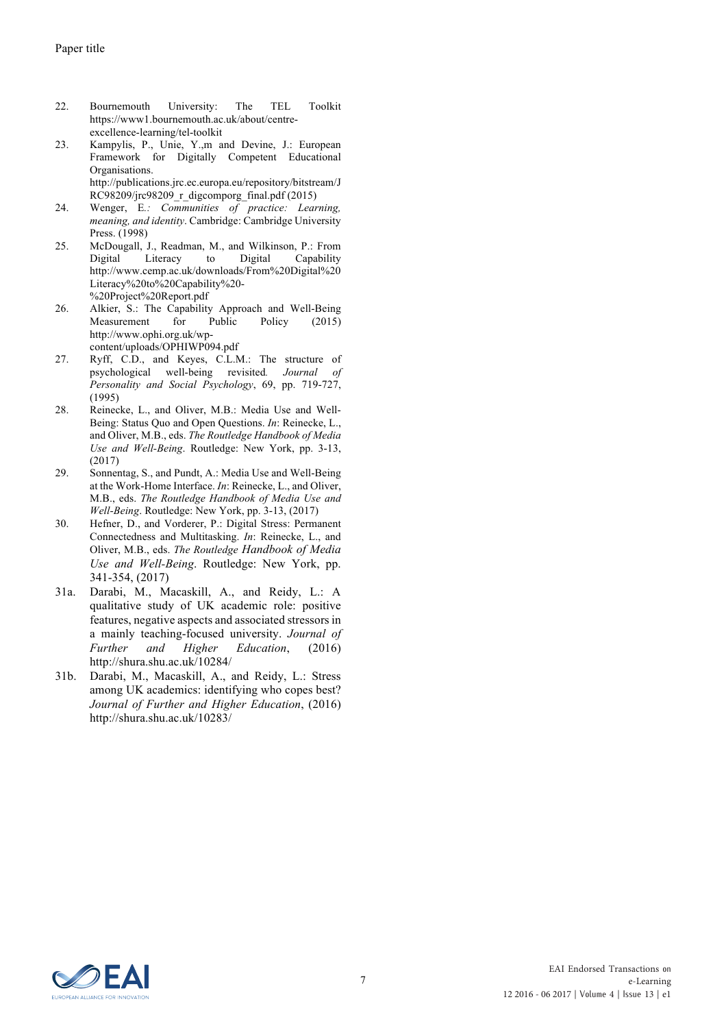22. Bournemouth University: The TEL Toolkit https://www1.bournemouth.ac.uk/about/centre-excellence-learning/tel-toolkit
23. Kampylis, P., Unie, Y.,m and Devine, J.: European Framework for Digitally Competent Educational Organisations. http://publications.jrc.ec.europa.eu/repository/bitstream/JRC98209/jrc98209_r_digcomporg_final.pdf (2015)
24. Wenger, E*.: Communities of practice: Learning, meaning, and identity*. Cambridge: Cambridge University Press. (1998)
25. McDougall, J., Readman, M., and Wilkinson, P.: From Digital Literacy to Digital Capability http://www.cemp.ac.uk/downloads/From%20Digital%20Literacy%20to%20Capability%20-%20Project%20Report.pdf
26. Alkier, S.: The Capability Approach and Well-Being Measurement for Public Policy (2015) http://www.ophi.org.uk/wp-content/uploads/OPHIWP094.pdf
27. Ryff, C.D., and Keyes, C.L.M.: The structure of psychological well-being revisited*. Journal of Personality and Social Psychology*, 69, pp. 719-727, (1995)
28. Reinecke, L., and Oliver, M.B.: Media Use and Well-Being: Status Quo and Open Questions. *In*: Reinecke, L., and Oliver, M.B., eds. *The Routledge Handbook of Media Use and Well-Being*. Routledge: New York, pp. 3-13, (2017)
29. Sonnentag, S., and Pundt, A.: Media Use and Well-Being at the Work-Home Interface. *In*: Reinecke, L., and Oliver, M.B., eds. *The Routledge Handbook of Media Use and Well-Being*. Routledge: New York, pp. 3-13, (2017)
30. Hefner, D., and Vorderer, P.: Digital Stress: Permanent Connectedness and Multitasking. *In*: Reinecke, L., and Oliver, M.B., eds. *The Routledge Handbook of Media Use and Well-Being*. Routledge: New York, pp. 341-354, (2017)

31a. Darabi, M., Macaskill, A., and Reidy, L.: A qualitative study of UK academic role: positive features, negative aspects and associated stressors in a mainly teaching-focused university. *Journal of Further and Higher Education*, (2016) http://shura.shu.ac.uk/10284/

31b. Darabi, M., Macaskill, A., and Reidy, L.: Stress among UK academics: identifying who copes best? *Journal of Further and Higher Education*, (2016) http://shura.shu.ac.uk/10283/